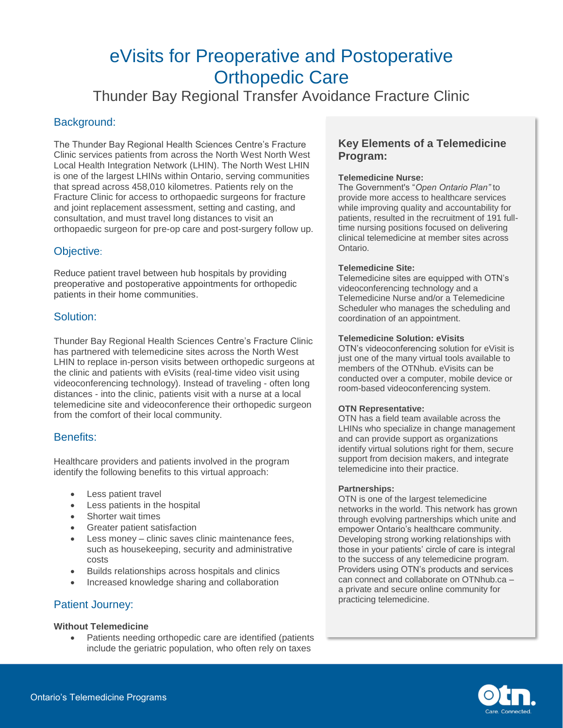# eVisits for Preoperative and Postoperative Orthopedic Care

## Thunder Bay Regional Transfer Avoidance Fracture Clinic

### Background:

The Thunder Bay Regional Health Sciences Centre's Fracture Clinic services patients from across the North West North West Local Health Integration Network (LHIN). The North West LHIN is one of the largest LHINs within Ontario, serving communities that spread across 458,010 kilometres. Patients rely on the Fracture Clinic for access to orthopaedic surgeons for fracture and joint replacement assessment, setting and casting, and consultation, and must travel long distances to visit an orthopaedic surgeon for pre-op care and post-surgery follow up.

### Objective:

Reduce patient travel between hub hospitals by providing preoperative and postoperative appointments for orthopedic patients in their home communities.

### Solution:

Thunder Bay Regional Health Sciences Centre's Fracture Clinic has partnered with telemedicine sites across the North West LHIN to replace in-person visits between orthopedic surgeons at the clinic and patients with eVisits (real-time video visit using videoconferencing technology). Instead of traveling - often long distances - into the clinic, patients visit with a nurse at a local telemedicine site and videoconference their orthopedic surgeon from the comfort of their local community.

### Benefits:

Healthcare providers and patients involved in the program identify the following benefits to this virtual approach:

- Less patient travel
- Less patients in the hospital
- Shorter wait times
- Greater patient satisfaction
- Less money – clinic saves clinic maintenance fees, such as housekeeping, security and administrative costs
- Builds relationships across hospitals and clinics
- Increased knowledge sharing and collaboration

### Patient Journey:

**Without Telemedicine**

- Patients needing orthopedic care are identified (patients include the geriatric population, who often rely on taxes

### Key Elements of a Telemedicine Program:

**Telemedicine Nurse:**
The Government's "*Open Ontario Plan"* to provide more access to healthcare services while improving quality and accountability for patients, resulted in the recruitment of 191 full-time nursing positions focused on delivering clinical telemedicine at member sites across Ontario.

**Telemedicine Site:**
Telemedicine sites are equipped with OTN's videoconferencing technology and a Telemedicine Nurse and/or a Telemedicine Scheduler who manages the scheduling and coordination of an appointment.

**Telemedicine Solution: eVisits**
OTN's videoconferencing solution for eVisit is just one of the many virtual tools available to members of the OTNhub. eVisits can be conducted over a computer, mobile device or room-based videoconferencing system.

**OTN Representative:**
OTN has a field team available across the LHINs who specialize in change management and can provide support as organizations identify virtual solutions right for them, secure support from decision makers, and integrate telemedicine into their practice.

**Partnerships:**
OTN is one of the largest telemedicine networks in the world. This network has grown through evolving partnerships which unite and empower Ontario's healthcare community. Developing strong working relationships with those in your patients' circle of care is integral to the success of any telemedicine program. Providers using OTN's products and services can connect and collaborate on OTNhub.ca – a private and secure online community for practicing telemedicine.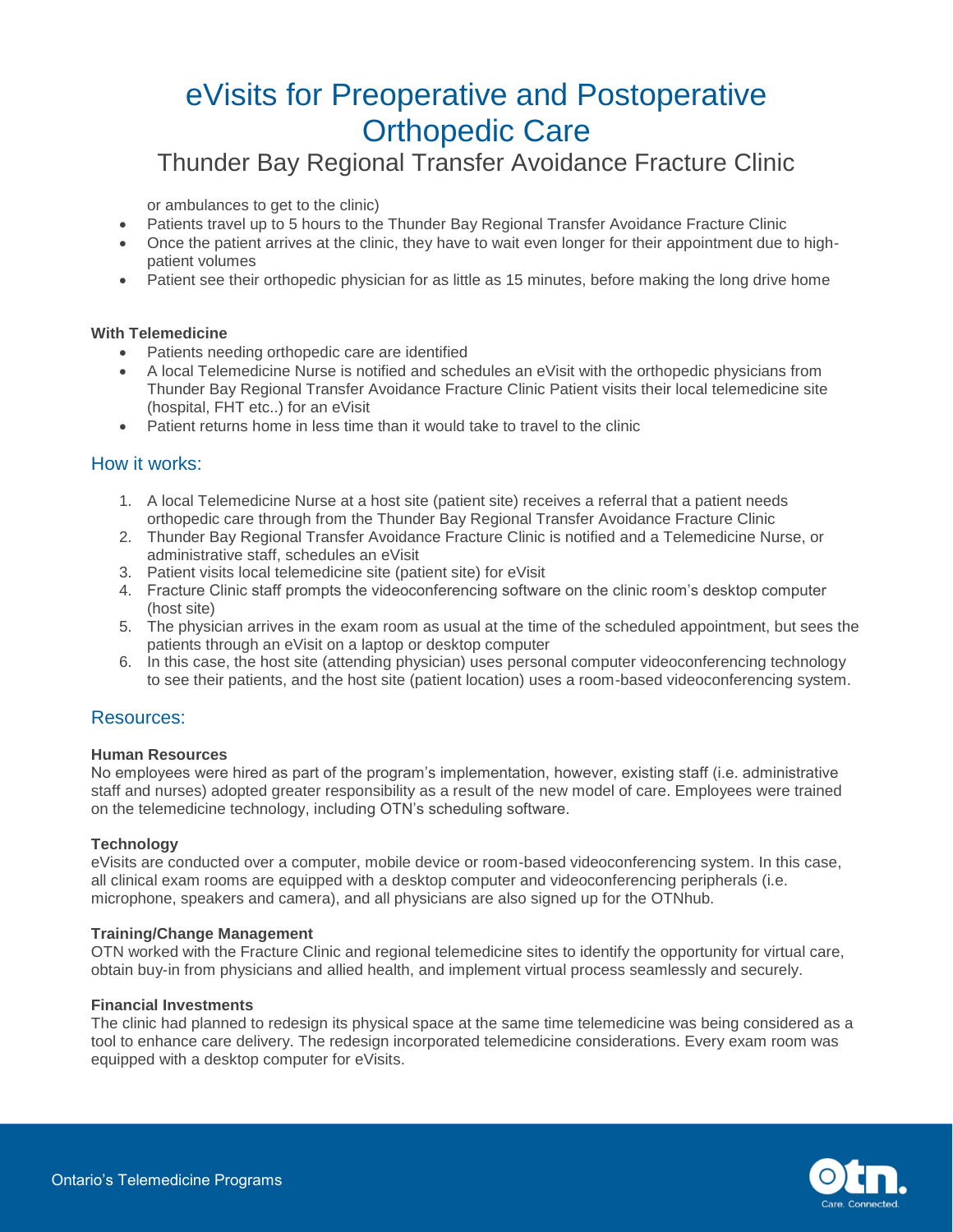or ambulances to get to the clinic)

- Patients travel up to 5 hours to the Thunder Bay Regional Transfer Avoidance Fracture Clinic
- Once the patient arrives at the clinic, they have to wait even longer for their appointment due to high-patient volumes
- Patient see their orthopedic physician for as little as 15 minutes, before making the long drive home

**With Telemedicine**

- Patients needing orthopedic care are identified
- A local Telemedicine Nurse is notified and schedules an eVisit with the orthopedic physicians from Thunder Bay Regional Transfer Avoidance Fracture Clinic Patient visits their local telemedicine site (hospital, FHT etc..) for an eVisit
- Patient returns home in less time than it would take to travel to the clinic

## How it works:

1. A local Telemedicine Nurse at a host site (patient site) receives a referral that a patient needs orthopedic care through from the Thunder Bay Regional Transfer Avoidance Fracture Clinic
2. Thunder Bay Regional Transfer Avoidance Fracture Clinic is notified and a Telemedicine Nurse, or administrative staff, schedules an eVisit
3. Patient visits local telemedicine site (patient site) for eVisit
4. Fracture Clinic staff prompts the videoconferencing software on the clinic room's desktop computer (host site)
5. The physician arrives in the exam room as usual at the time of the scheduled appointment, but sees the patients through an eVisit on a laptop or desktop computer
6. In this case, the host site (attending physician) uses personal computer videoconferencing technology to see their patients, and the host site (patient location) uses a room-based videoconferencing system.

## Resources:

**Human Resources**

No employees were hired as part of the program's implementation, however, existing staff (i.e. administrative staff and nurses) adopted greater responsibility as a result of the new model of care. Employees were trained on the telemedicine technology, including OTN's scheduling software.

**Technology**

eVisits are conducted over a computer, mobile device or room-based videoconferencing system. In this case, all clinical exam rooms are equipped with a desktop computer and videoconferencing peripherals (i.e. microphone, speakers and camera), and all physicians are also signed up for the OTNhub.

**Training/Change Management**

OTN worked with the Fracture Clinic and regional telemedicine sites to identify the opportunity for virtual care, obtain buy-in from physicians and allied health, and implement virtual process seamlessly and securely.

**Financial Investments**

The clinic had planned to redesign its physical space at the same time telemedicine was being considered as a tool to enhance care delivery. The redesign incorporated telemedicine considerations. Every exam room was equipped with a desktop computer for eVisits.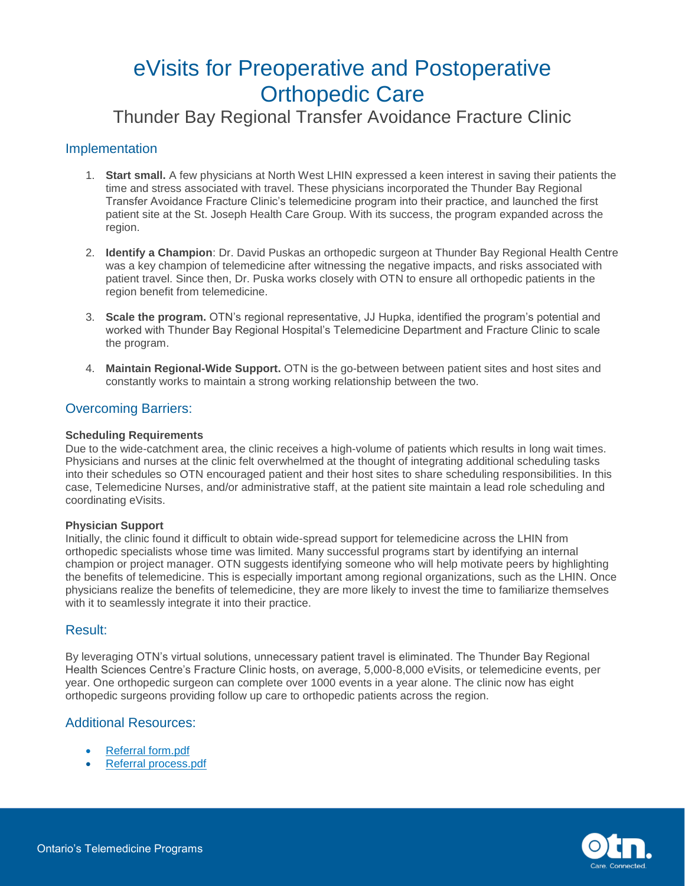# eVisits for Preoperative and Postoperative Orthopedic Care

## Thunder Bay Regional Transfer Avoidance Fracture Clinic

### Implementation

1. **Start small.** A few physicians at North West LHIN expressed a keen interest in saving their patients the time and stress associated with travel. These physicians incorporated the Thunder Bay Regional Transfer Avoidance Fracture Clinic's telemedicine program into their practice, and launched the first patient site at the St. Joseph Health Care Group. With its success, the program expanded across the region.

2. **Identify a Champion**: Dr. David Puskas an orthopedic surgeon at Thunder Bay Regional Health Centre was a key champion of telemedicine after witnessing the negative impacts, and risks associated with patient travel. Since then, Dr. Puska works closely with OTN to ensure all orthopedic patients in the region benefit from telemedicine.

3. **Scale the program.** OTN's regional representative, JJ Hupka, identified the program's potential and worked with Thunder Bay Regional Hospital's Telemedicine Department and Fracture Clinic to scale the program.

4. **Maintain Regional-Wide Support.** OTN is the go-between between patient sites and host sites and constantly works to maintain a strong working relationship between the two.

### Overcoming Barriers:

**Scheduling Requirements**

Due to the wide-catchment area, the clinic receives a high-volume of patients which results in long wait times. Physicians and nurses at the clinic felt overwhelmed at the thought of integrating additional scheduling tasks into their schedules so OTN encouraged patient and their host sites to share scheduling responsibilities. In this case, Telemedicine Nurses, and/or administrative staff, at the patient site maintain a lead role scheduling and coordinating eVisits.

**Physician Support**

Initially, the clinic found it difficult to obtain wide-spread support for telemedicine across the LHIN from orthopedic specialists whose time was limited. Many successful programs start by identifying an internal champion or project manager. OTN suggests identifying someone who will help motivate peers by highlighting the benefits of telemedicine. This is especially important among regional organizations, such as the LHIN. Once physicians realize the benefits of telemedicine, they are more likely to invest the time to familiarize themselves with it to seamlessly integrate it into their practice.

### Result:

By leveraging OTN's virtual solutions, unnecessary patient travel is eliminated. The Thunder Bay Regional Health Sciences Centre's Fracture Clinic hosts, on average, 5,000-8,000 eVisits, or telemedicine events, per year. One orthopedic surgeon can complete over 1000 events in a year alone. The clinic now has eight orthopedic surgeons providing follow up care to orthopedic patients across the region.

### Additional Resources:

- Referral form.pdf
- Referral process.pdf